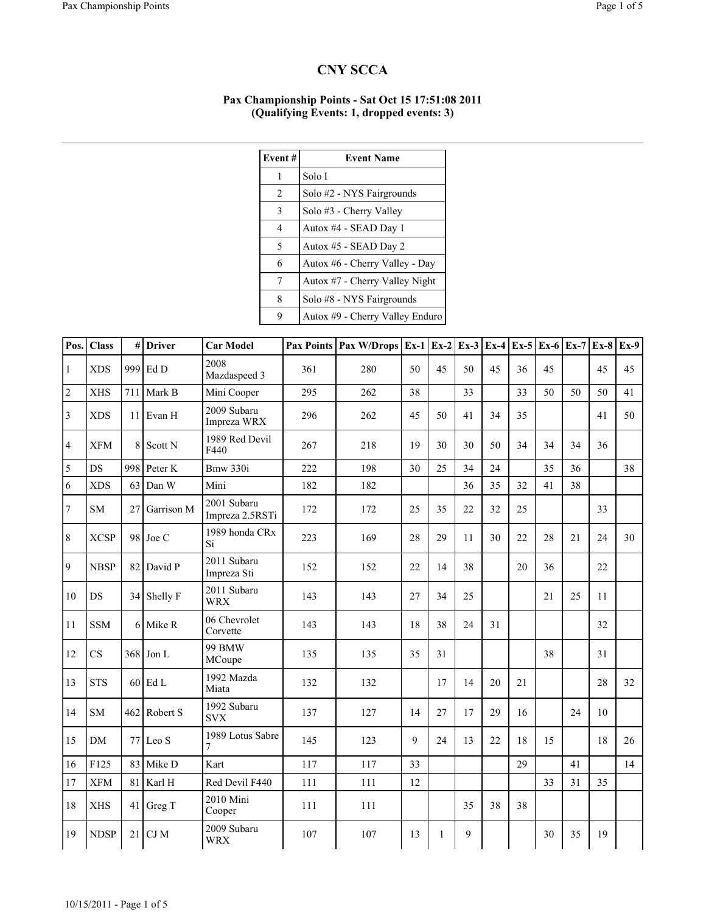# CNY SCCA

### Pax Championship Points - Sat Oct 15 17:51:08 2011
### (Qualifying Events: 1, dropped events: 3)

| Event # | Event Name |
|---|---|
| 1 | Solo I |
| 2 | Solo #2 - NYS Fairgrounds |
| 3 | Solo #3 - Cherry Valley |
| 4 | Autox #4 - SEAD Day 1 |
| 5 | Autox #5 - SEAD Day 2 |
| 6 | Autox #6 - Cherry Valley - Day |
| 7 | Autox #7 - Cherry Valley Night |
| 8 | Solo #8 - NYS Fairgrounds |
| 9 | Autox #9 - Cherry Valley Enduro |

| Pos. | Class | # | Driver | Car Model | Pax Points | Pax W/Drops | Ex-1 | Ex-2 | Ex-3 | Ex-4 | Ex-5 | Ex-6 | Ex-7 | Ex-8 | Ex-9 |
|---|---|---|---|---|---|---|---|---|---|---|---|---|---|---|---|
| 1 | XDS | 999 | Ed D | 2008 Mazdaspeed 3 | 361 | 280 | 50 | 45 | 50 | 45 | 36 | 45 | | 45 | 45 |
| 2 | XHS | 711 | Mark B | Mini Cooper | 295 | 262 | 38 | | 33 | | 33 | 50 | 50 | 50 | 41 |
| 3 | XDS | 11 | Evan H | 2009 Subaru Impreza WRX | 296 | 262 | 45 | 50 | 41 | 34 | 35 | | | 41 | 50 |
| 4 | XFM | 8 | Scott N | 1989 Red Devil F440 | 267 | 218 | 19 | 30 | 30 | 50 | 34 | 34 | 34 | 36 | |
| 5 | DS | 998 | Peter K | Bmw 330i | 222 | 198 | 30 | 25 | 34 | 24 | | 35 | 36 | | 38 |
| 6 | XDS | 63 | Dan W | Mini | 182 | 182 | | | 36 | 35 | 32 | 41 | 38 | | |
| 7 | SM | 27 | Garrison M | 2001 Subaru Impreza 2.5RSTi | 172 | 172 | 25 | 35 | 22 | 32 | 25 | | | 33 | |
| 8 | XCSP | 98 | Joe C | 1989 honda CRx Si | 223 | 169 | 28 | 29 | 11 | 30 | 22 | 28 | 21 | 24 | 30 |
| 9 | NBSP | 82 | David P | 2011 Subaru Impreza Sti | 152 | 152 | 22 | 14 | 38 | | 20 | 36 | | 22 | |
| 10 | DS | 34 | Shelly F | 2011 Subaru WRX | 143 | 143 | 27 | 34 | 25 | | | 21 | 25 | 11 | |
| 11 | SSM | 6 | Mike R | 06 Chevrolet Corvette | 143 | 143 | 18 | 38 | 24 | 31 | | | | 32 | |
| 12 | CS | 368 | Jon L | 99 BMW MCoupe | 135 | 135 | 35 | 31 | | | | 38 | | 31 | |
| 13 | STS | 60 | Ed L | 1992 Mazda Miata | 132 | 132 | | 17 | 14 | 20 | 21 | | | 28 | 32 |
| 14 | SM | 462 | Robert S | 1992 Subaru SVX | 137 | 127 | 14 | 27 | 17 | 29 | 16 | | 24 | 10 | |
| 15 | DM | 77 | Leo S | 1989 Lotus Sabre 7 | 145 | 123 | 9 | 24 | 13 | 22 | 18 | 15 | | 18 | 26 |
| 16 | F125 | 83 | Mike D | Kart | 117 | 117 | 33 | | | | 29 | | 41 | | 14 |
| 17 | XFM | 81 | Karl H | Red Devil F440 | 111 | 111 | 12 | | | | | 33 | 31 | 35 | |
| 18 | XHS | 41 | Greg T | 2010 Mini Cooper | 111 | 111 | | | 35 | 38 | 38 | | | | |
| 19 | NDSP | 21 | CJ M | 2009 Subaru WRX | 107 | 107 | 13 | 1 | 9 | | | 30 | 35 | 19 | |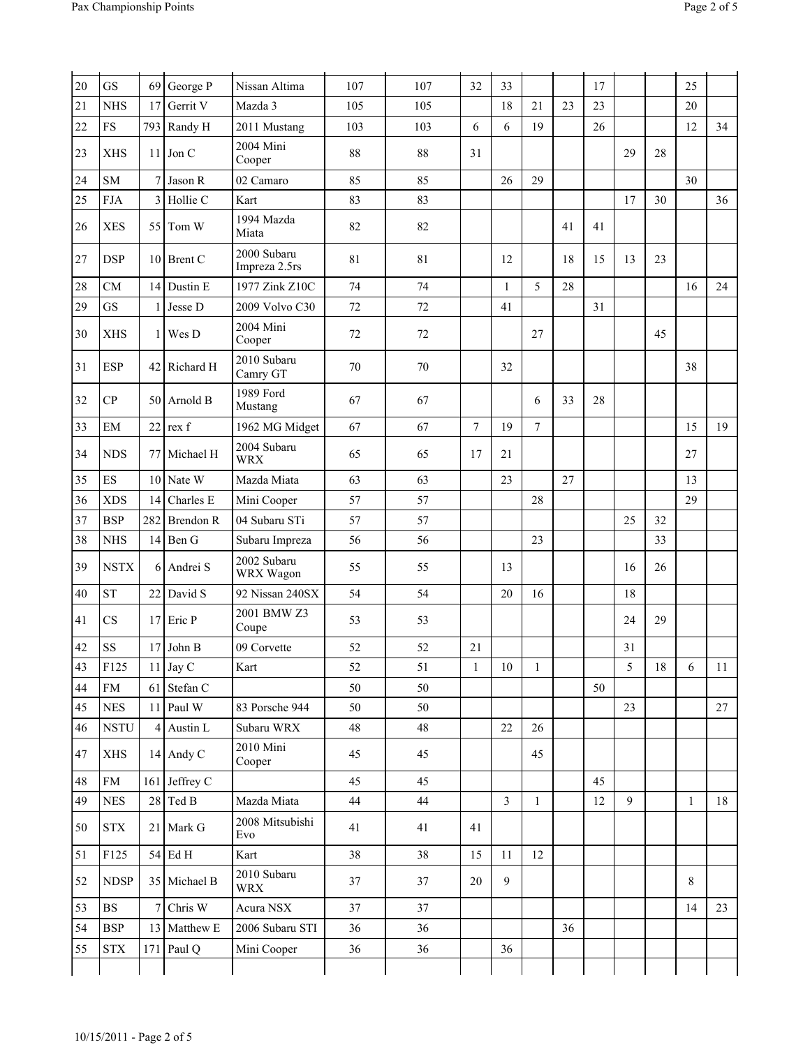| | | | | | | | | | | | | | | | | |
|---|---|---|---|---|---|---|---|---|---|---|---|---|---|---|---|---|
| 20 | GS | 69 | George P | Nissan Altima | 107 | 107 | 32 | 33 | | | 17 | | | 25 | |
| 21 | NHS | 17 | Gerrit V | Mazda 3 | 105 | 105 | | 18 | 21 | 23 | 23 | | | 20 | |
| 22 | FS | 793 | Randy H | 2011 Mustang | 103 | 103 | 6 | 6 | 19 | | 26 | | | 12 | 34 |
| 23 | XHS | 11 | Jon C | 2004 Mini Cooper | 88 | 88 | 31 | | | | | 29 | 28 | | |
| 24 | SM | 7 | Jason R | 02 Camaro | 85 | 85 | | 26 | 29 | | | | | 30 | |
| 25 | FJA | 3 | Hollie C | Kart | 83 | 83 | | | | | | 17 | 30 | | 36 |
| 26 | XES | 55 | Tom W | 1994 Mazda Miata | 82 | 82 | | | | 41 | 41 | | | | |
| 27 | DSP | 10 | Brent C | 2000 Subaru Impreza 2.5rs | 81 | 81 | | 12 | | 18 | 15 | 13 | 23 | | |
| 28 | CM | 14 | Dustin E | 1977 Zink Z10C | 74 | 74 | | 1 | 5 | 28 | | | | 16 | 24 |
| 29 | GS | 1 | Jesse D | 2009 Volvo C30 | 72 | 72 | | 41 | | | 31 | | | | |
| 30 | XHS | 1 | Wes D | 2004 Mini Cooper | 72 | 72 | | | 27 | | | | 45 | | |
| 31 | ESP | 42 | Richard H | 2010 Subaru Camry GT | 70 | 70 | | 32 | | | | | | 38 | |
| 32 | CP | 50 | Arnold B | 1989 Ford Mustang | 67 | 67 | | | 6 | 33 | 28 | | | | |
| 33 | EM | 22 | rex f | 1962 MG Midget | 67 | 67 | 7 | 19 | 7 | | | | | 15 | 19 |
| 34 | NDS | 77 | Michael H | 2004 Subaru WRX | 65 | 65 | 17 | 21 | | | | | | 27 | |
| 35 | ES | 10 | Nate W | Mazda Miata | 63 | 63 | | 23 | | 27 | | | | 13 | |
| 36 | XDS | 14 | Charles E | Mini Cooper | 57 | 57 | | | 28 | | | | | 29 | |
| 37 | BSP | 282 | Brendon R | 04 Subaru STi | 57 | 57 | | | | | | 25 | 32 | | |
| 38 | NHS | 14 | Ben G | Subaru Impreza | 56 | 56 | | | 23 | | | | 33 | | |
| 39 | NSTX | 6 | Andrei S | 2002 Subaru WRX Wagon | 55 | 55 | | 13 | | | | 16 | 26 | | |
| 40 | ST | 22 | David S | 92 Nissan 240SX | 54 | 54 | | 20 | 16 | | | 18 | | | |
| 41 | CS | 17 | Eric P | 2001 BMW Z3 Coupe | 53 | 53 | | | | | | 24 | 29 | | |
| 42 | SS | 17 | John B | 09 Corvette | 52 | 52 | 21 | | | | | 31 | | | |
| 43 | F125 | 11 | Jay C | Kart | 52 | 51 | 1 | 10 | 1 | | | 5 | 18 | 6 | 11 |
| 44 | FM | 61 | Stefan C | | 50 | 50 | | | | | 50 | | | | |
| 45 | NES | 11 | Paul W | 83 Porsche 944 | 50 | 50 | | | | | | 23 | | | 27 |
| 46 | NSTU | 4 | Austin L | Subaru WRX | 48 | 48 | | 22 | 26 | | | | | | |
| 47 | XHS | 14 | Andy C | 2010 Mini Cooper | 45 | 45 | | | 45 | | | | | | |
| 48 | FM | 161 | Jeffrey C | | 45 | 45 | | | | | 45 | | | | |
| 49 | NES | 28 | Ted B | Mazda Miata | 44 | 44 | | 3 | 1 | | 12 | 9 | | 1 | 18 |
| 50 | STX | 21 | Mark G | 2008 Mitsubishi Evo | 41 | 41 | 41 | | | | | | | | |
| 51 | F125 | 54 | Ed H | Kart | 38 | 38 | 15 | 11 | 12 | | | | | | |
| 52 | NDSP | 35 | Michael B | 2010 Subaru WRX | 37 | 37 | 20 | 9 | | | | | | 8 | |
| 53 | BS | 7 | Chris W | Acura NSX | 37 | 37 | | | | | | | | 14 | 23 |
| 54 | BSP | 13 | Matthew E | 2006 Subaru STI | 36 | 36 | | | | 36 | | | | | |
| 55 | STX | 171 | Paul Q | Mini Cooper | 36 | 36 | | 36 | | | | | | | |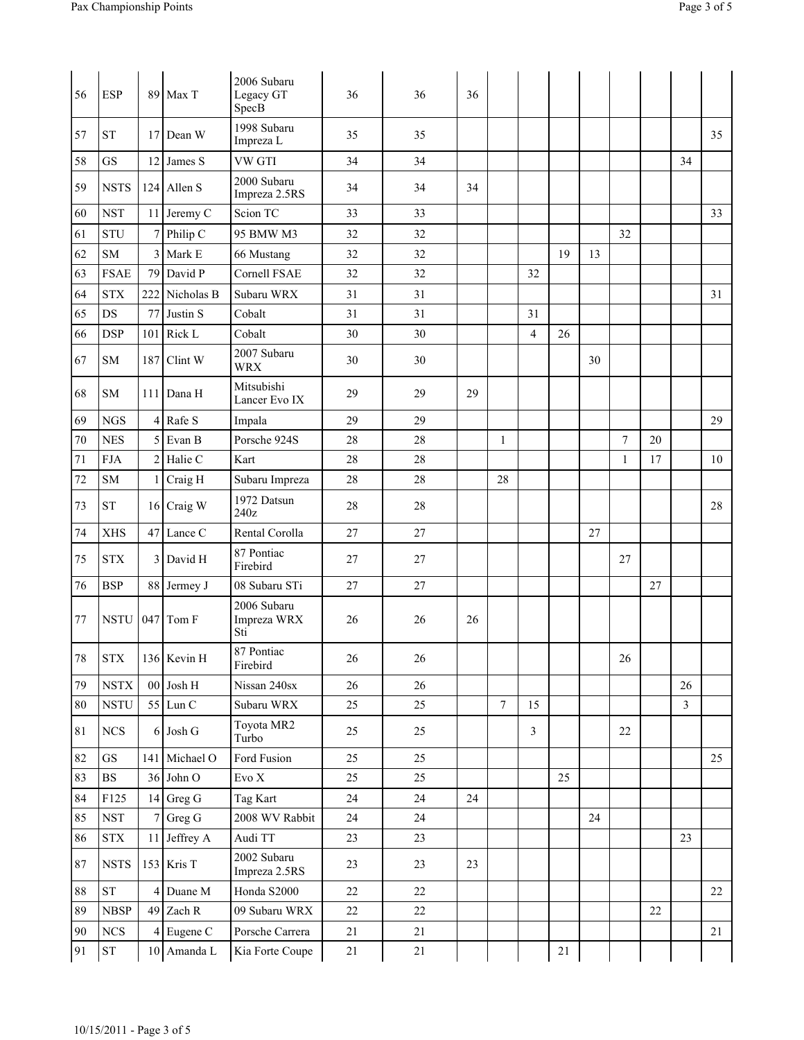| | | | | | | | | | | | | | | | |
|---|---|---|---|---|---|---|---|---|---|---|---|---|---|---|---|
| 56 | ESP | 89 | Max T | 2006 Subaru Legacy GT SpecB | 36 | 36 | 36 | | | | | | | | |
| 57 | ST | 17 | Dean W | 1998 Subaru Impreza L | 35 | 35 | | | | | | | | | 35 |
| 58 | GS | 12 | James S | VW GTI | 34 | 34 | | | | | | | | 34 | |
| 59 | NSTS | 124 | Allen S | 2000 Subaru Impreza 2.5RS | 34 | 34 | 34 | | | | | | | | |
| 60 | NST | 11 | Jeremy C | Scion TC | 33 | 33 | | | | | | | | | 33 |
| 61 | STU | 7 | Philip C | 95 BMW M3 | 32 | 32 | | | | | | 32 | | | |
| 62 | SM | 3 | Mark E | 66 Mustang | 32 | 32 | | | | 19 | 13 | | | | |
| 63 | FSAE | 79 | David P | Cornell FSAE | 32 | 32 | | | 32 | | | | | | |
| 64 | STX | 222 | Nicholas B | Subaru WRX | 31 | 31 | | | | | | | | | 31 |
| 65 | DS | 77 | Justin S | Cobalt | 31 | 31 | | | 31 | | | | | | |
| 66 | DSP | 101 | Rick L | Cobalt | 30 | 30 | | | 4 | 26 | | | | | |
| 67 | SM | 187 | Clint W | 2007 Subaru WRX | 30 | 30 | | | | | 30 | | | | |
| 68 | SM | 111 | Dana H | Mitsubishi Lancer Evo IX | 29 | 29 | 29 | | | | | | | | |
| 69 | NGS | 4 | Rafe S | Impala | 29 | 29 | | | | | | | | | 29 |
| 70 | NES | 5 | Evan B | Porsche 924S | 28 | 28 | | 1 | | | | 7 | 20 | | |
| 71 | FJA | 2 | Halie C | Kart | 28 | 28 | | | | | | 1 | 17 | | 10 |
| 72 | SM | 1 | Craig H | Subaru Impreza | 28 | 28 | | 28 | | | | | | | |
| 73 | ST | 16 | Craig W | 1972 Datsun 240z | 28 | 28 | | | | | | | | | 28 |
| 74 | XHS | 47 | Lance C | Rental Corolla | 27 | 27 | | | | | 27 | | | | |
| 75 | STX | 3 | David H | 87 Pontiac Firebird | 27 | 27 | | | | | | 27 | | | |
| 76 | BSP | 88 | Jermey J | 08 Subaru STi | 27 | 27 | | | | | | | 27 | | |
| 77 | NSTU | 047 | Tom F | 2006 Subaru Impreza WRX Sti | 26 | 26 | 26 | | | | | | | | |
| 78 | STX | 136 | Kevin H | 87 Pontiac Firebird | 26 | 26 | | | | | | 26 | | | |
| 79 | NSTX | 00 | Josh H | Nissan 240sx | 26 | 26 | | | | | | | | 26 | |
| 80 | NSTU | 55 | Lun C | Subaru WRX | 25 | 25 | | 7 | 15 | | | | | 3 | |
| 81 | NCS | 6 | Josh G | Toyota MR2 Turbo | 25 | 25 | | | 3 | | | 22 | | | |
| 82 | GS | 141 | Michael O | Ford Fusion | 25 | 25 | | | | | | | | | 25 |
| 83 | BS | 36 | John O | Evo X | 25 | 25 | | | | 25 | | | | | |
| 84 | F125 | 14 | Greg G | Tag Kart | 24 | 24 | 24 | | | | | | | | |
| 85 | NST | 7 | Greg G | 2008 WV Rabbit | 24 | 24 | | | | | 24 | | | | |
| 86 | STX | 11 | Jeffrey A | Audi TT | 23 | 23 | | | | | | | | 23 | |
| 87 | NSTS | 153 | Kris T | 2002 Subaru Impreza 2.5RS | 23 | 23 | 23 | | | | | | | | |
| 88 | ST | 4 | Duane M | Honda S2000 | 22 | 22 | | | | | | | | | 22 |
| 89 | NBSP | 49 | Zach R | 09 Subaru WRX | 22 | 22 | | | | | | | 22 | | |
| 90 | NCS | 4 | Eugene C | Porsche Carrera | 21 | 21 | | | | | | | | | 21 |
| 91 | ST | 10 | Amanda L | Kia Forte Coupe | 21 | 21 | | | | 21 | | | | | |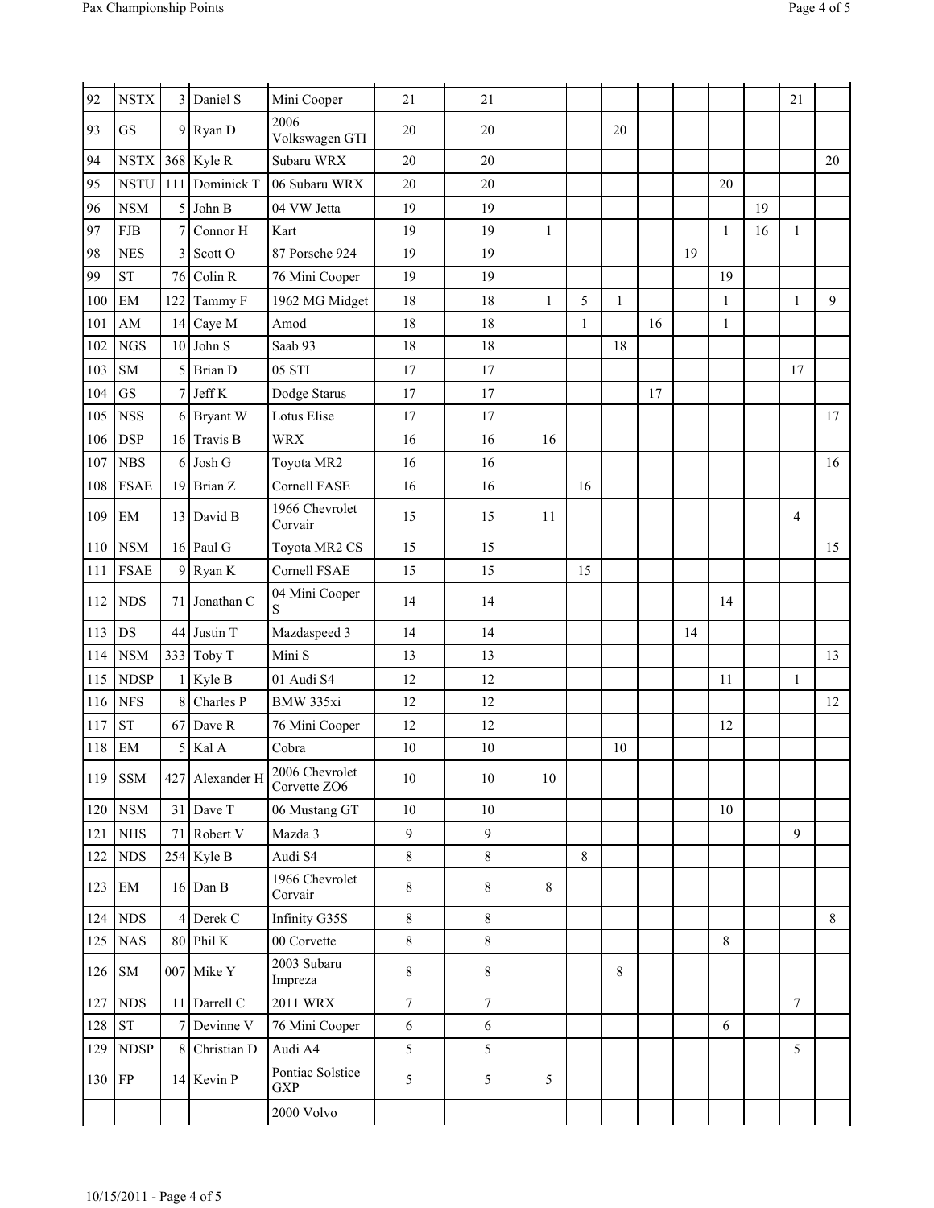| | | | | | | | | | | | | | | | |
|---|---|---|---|---|---|---|---|---|---|---|---|---|---|---|---|
| 92 | NSTX | 3 | Daniel S | Mini Cooper | 21 | 21 | | | | | | | | 21 | |
| 93 | GS | 9 | Ryan D | 2006 Volkswagen GTI | 20 | 20 | | | 20 | | | | | | |
| 94 | NSTX | 368 | Kyle R | Subaru WRX | 20 | 20 | | | | | | | | | 20 |
| 95 | NSTU | 111 | Dominick T | 06 Subaru WRX | 20 | 20 | | | | | | 20 | | | |
| 96 | NSM | 5 | John B | 04 VW Jetta | 19 | 19 | | | | | | | 19 | | |
| 97 | FJB | 7 | Connor H | Kart | 19 | 19 | 1 | | | | | 1 | 16 | 1 | |
| 98 | NES | 3 | Scott O | 87 Porsche 924 | 19 | 19 | | | | | 19 | | | | |
| 99 | ST | 76 | Colin R | 76 Mini Cooper | 19 | 19 | | | | | | 19 | | | |
| 100 | EM | 122 | Tammy F | 1962 MG Midget | 18 | 18 | 1 | 5 | 1 | | | 1 | | 1 | 9 |
| 101 | AM | 14 | Caye M | Amod | 18 | 18 | | 1 | | 16 | | 1 | | | |
| 102 | NGS | 10 | John S | Saab 93 | 18 | 18 | | | 18 | | | | | | |
| 103 | SM | 5 | Brian D | 05 STI | 17 | 17 | | | | | | | | 17 | |
| 104 | GS | 7 | Jeff K | Dodge Starus | 17 | 17 | | | | 17 | | | | | |
| 105 | NSS | 6 | Bryant W | Lotus Elise | 17 | 17 | | | | | | | | | 17 |
| 106 | DSP | 16 | Travis B | WRX | 16 | 16 | 16 | | | | | | | | |
| 107 | NBS | 6 | Josh G | Toyota MR2 | 16 | 16 | | | | | | | | | 16 |
| 108 | FSAE | 19 | Brian Z | Cornell FASE | 16 | 16 | | 16 | | | | | | | |
| 109 | EM | 13 | David B | 1966 Chevrolet Corvair | 15 | 15 | 11 | | | | | | | 4 | |
| 110 | NSM | 16 | Paul G | Toyota MR2 CS | 15 | 15 | | | | | | | | | 15 |
| 111 | FSAE | 9 | Ryan K | Cornell FSAE | 15 | 15 | | 15 | | | | | | | |
| 112 | NDS | 71 | Jonathan C | 04 Mini Cooper S | 14 | 14 | | | | | | 14 | | | |
| 113 | DS | 44 | Justin T | Mazdaspeed 3 | 14 | 14 | | | | | 14 | | | | |
| 114 | NSM | 333 | Toby T | Mini S | 13 | 13 | | | | | | | | | 13 |
| 115 | NDSP | 1 | Kyle B | 01 Audi S4 | 12 | 12 | | | | | | 11 | | 1 | |
| 116 | NFS | 8 | Charles P | BMW 335xi | 12 | 12 | | | | | | | | | 12 |
| 117 | ST | 67 | Dave R | 76 Mini Cooper | 12 | 12 | | | | | | 12 | | | |
| 118 | EM | 5 | Kal A | Cobra | 10 | 10 | | | 10 | | | | | | |
| 119 | SSM | 427 | Alexander H | 2006 Chevrolet Corvette ZO6 | 10 | 10 | 10 | | | | | | | | |
| 120 | NSM | 31 | Dave T | 06 Mustang GT | 10 | 10 | | | | | | 10 | | | |
| 121 | NHS | 71 | Robert V | Mazda 3 | 9 | 9 | | | | | | | | 9 | |
| 122 | NDS | 254 | Kyle B | Audi S4 | 8 | 8 | | 8 | | | | | | | |
| 123 | EM | 16 | Dan B | 1966 Chevrolet Corvair | 8 | 8 | 8 | | | | | | | | |
| 124 | NDS | 4 | Derek C | Infinity G35S | 8 | 8 | | | | | | | | | 8 |
| 125 | NAS | 80 | Phil K | 00 Corvette | 8 | 8 | | | | | | 8 | | | |
| 126 | SM | 007 | Mike Y | 2003 Subaru Impreza | 8 | 8 | | | 8 | | | | | | |
| 127 | NDS | 11 | Darrell C | 2011 WRX | 7 | 7 | | | | | | | | 7 | |
| 128 | ST | 7 | Devinne V | 76 Mini Cooper | 6 | 6 | | | | | | 6 | | | |
| 129 | NDSP | 8 | Christian D | Audi A4 | 5 | 5 | | | | | | | | 5 | |
| 130 | FP | 14 | Kevin P | Pontiac Solstice GXP | 5 | 5 | 5 | | | | | | | | |
| | | | | 2000 Volvo | | | | | | | | | | | |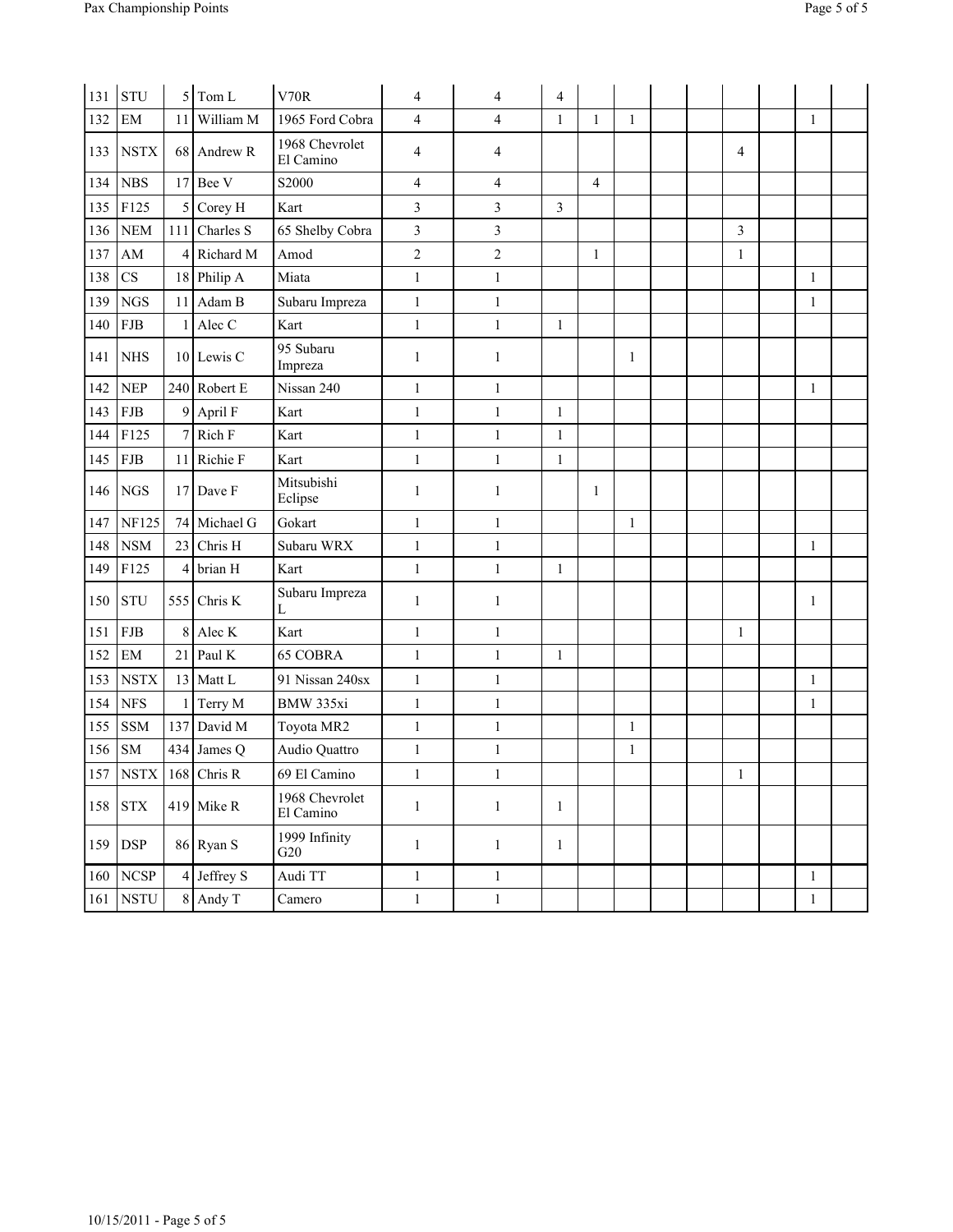| | | | | | | | | | | | | | | | |
|---|---|---|---|---|---|---|---|---|---|---|---|---|---|---|---|
| 131 | STU | 5 | Tom L | V70R | 4 | 4 | 4 | | | | | | | | |
| 132 | EM | 11 | William M | 1965 Ford Cobra | 4 | 4 | 1 | 1 | 1 | | | | | 1 | |
| 133 | NSTX | 68 | Andrew R | 1968 Chevrolet El Camino | 4 | 4 | | | | | | 4 | | | |
| 134 | NBS | 17 | Bee V | S2000 | 4 | 4 | | 4 | | | | | | | |
| 135 | F125 | 5 | Corey H | Kart | 3 | 3 | 3 | | | | | | | | |
| 136 | NEM | 111 | Charles S | 65 Shelby Cobra | 3 | 3 | | | | | | 3 | | | |
| 137 | AM | 4 | Richard M | Amod | 2 | 2 | | 1 | | | | 1 | | | |
| 138 | CS | 18 | Philip A | Miata | 1 | 1 | | | | | | | | 1 | |
| 139 | NGS | 11 | Adam B | Subaru Impreza | 1 | 1 | | | | | | | | 1 | |
| 140 | FJB | 1 | Alec C | Kart | 1 | 1 | 1 | | | | | | | | |
| 141 | NHS | 10 | Lewis C | 95 Subaru Impreza | 1 | 1 | | | 1 | | | | | | |
| 142 | NEP | 240 | Robert E | Nissan 240 | 1 | 1 | | | | | | | | 1 | |
| 143 | FJB | 9 | April F | Kart | 1 | 1 | 1 | | | | | | | | |
| 144 | F125 | 7 | Rich F | Kart | 1 | 1 | 1 | | | | | | | | |
| 145 | FJB | 11 | Richie F | Kart | 1 | 1 | 1 | | | | | | | | |
| 146 | NGS | 17 | Dave F | Mitsubishi Eclipse | 1 | 1 | | 1 | | | | | | | |
| 147 | NF125 | 74 | Michael G | Gokart | 1 | 1 | | | 1 | | | | | | |
| 148 | NSM | 23 | Chris H | Subaru WRX | 1 | 1 | | | | | | | | 1 | |
| 149 | F125 | 4 | brian H | Kart | 1 | 1 | 1 | | | | | | | | |
| 150 | STU | 555 | Chris K | Subaru Impreza L | 1 | 1 | | | | | | | | 1 | |
| 151 | FJB | 8 | Alec K | Kart | 1 | 1 | | | | | | 1 | | | |
| 152 | EM | 21 | Paul K | 65 COBRA | 1 | 1 | 1 | | | | | | | | |
| 153 | NSTX | 13 | Matt L | 91 Nissan 240sx | 1 | 1 | | | | | | | | 1 | |
| 154 | NFS | 1 | Terry M | BMW 335xi | 1 | 1 | | | | | | | | 1 | |
| 155 | SSM | 137 | David M | Toyota MR2 | 1 | 1 | | | 1 | | | | | | |
| 156 | SM | 434 | James Q | Audio Quattro | 1 | 1 | | | 1 | | | | | | |
| 157 | NSTX | 168 | Chris R | 69 El Camino | 1 | 1 | | | | | | 1 | | | |
| 158 | STX | 419 | Mike R | 1968 Chevrolet El Camino | 1 | 1 | 1 | | | | | | | | |
| 159 | DSP | 86 | Ryan S | 1999 Infinity G20 | 1 | 1 | 1 | | | | | | | | |
| 160 | NCSP | 4 | Jeffrey S | Audi TT | 1 | 1 | | | | | | | | 1 | |
| 161 | NSTU | 8 | Andy T | Camero | 1 | 1 | | | | | | | | 1 | |